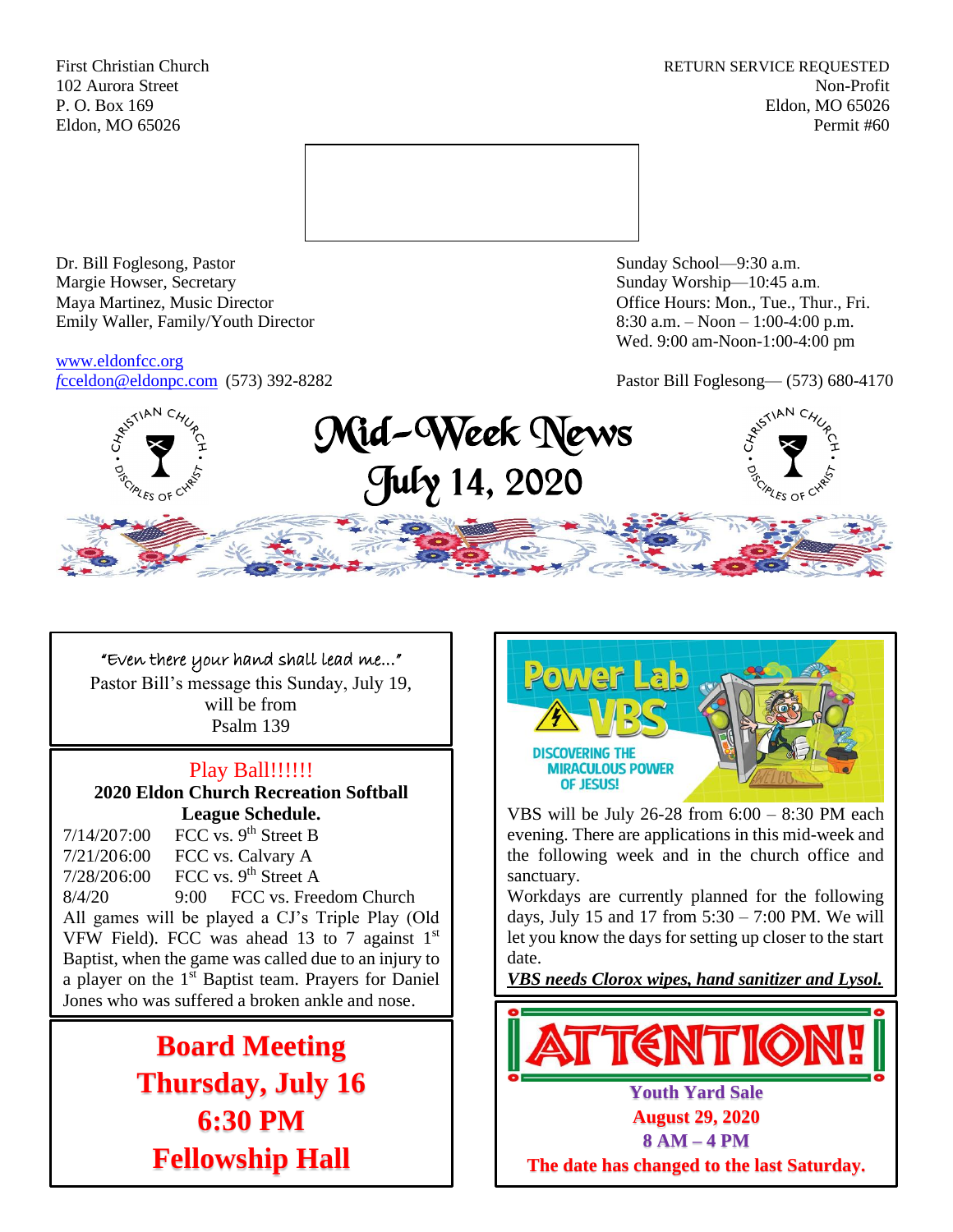First Christian Church
102 Aurora Street
P. O. Box 169
Eldon, MO 65026

RETURN SERVICE REQUESTED
Non-Profit
Eldon, MO 65026
Permit #60

Dr. Bill Foglesong, Pastor
Margie Howser, Secretary
Maya Martinez, Music Director
Emily Waller, Family/Youth Director

www.eldonfcc.org
fcceldon@eldonpc.com (573) 392-8282

Sunday School—9:30 a.m.
Sunday Worship—10:45 a.m.
Office Hours: Mon., Tue., Thur., Fri.
8:30 a.m. – Noon – 1:00-4:00 p.m.
Wed. 9:00 am-Noon-1:00-4:00 pm

Pastor Bill Foglesong— (573) 680-4170

# Mid-Week News
## July 14, 2020

"Even there your hand shall lead me…"
Pastor Bill's message this Sunday, July 19, will be from Psalm 139

## Play Ball!!!!!!

**2020 Eldon Church Recreation Softball League Schedule.**

7/14/207:00 FCC vs. 9th Street B
7/21/206:00 FCC vs. Calvary A
7/28/206:00 FCC vs. 9th Street A
8/4/20 9:00 FCC vs. Freedom Church

All games will be played a CJ's Triple Play (Old VFW Field). FCC was ahead 13 to 7 against 1st Baptist, when the game was called due to an injury to a player on the 1st Baptist team. Prayers for Daniel Jones who was suffered a broken ankle and nose.

**Board Meeting**
**Thursday, July 16**
**6:30 PM**
**Fellowship Hall**

Power Lab VBS
DISCOVERING THE MIRACULOUS POWER OF JESUS!

VBS will be July 26-28 from 6:00 – 8:30 PM each evening. There are applications in this mid-week and the following week and in the church office and sanctuary.

Workdays are currently planned for the following days, July 15 and 17 from 5:30 – 7:00 PM. We will let you know the days for setting up closer to the start date.

***VBS needs Clorox wipes, hand sanitizer and Lysol.***

# ATTENTION!

**Youth Yard Sale**
**August 29, 2020**
**8 AM – 4 PM**
**The date has changed to the last Saturday.**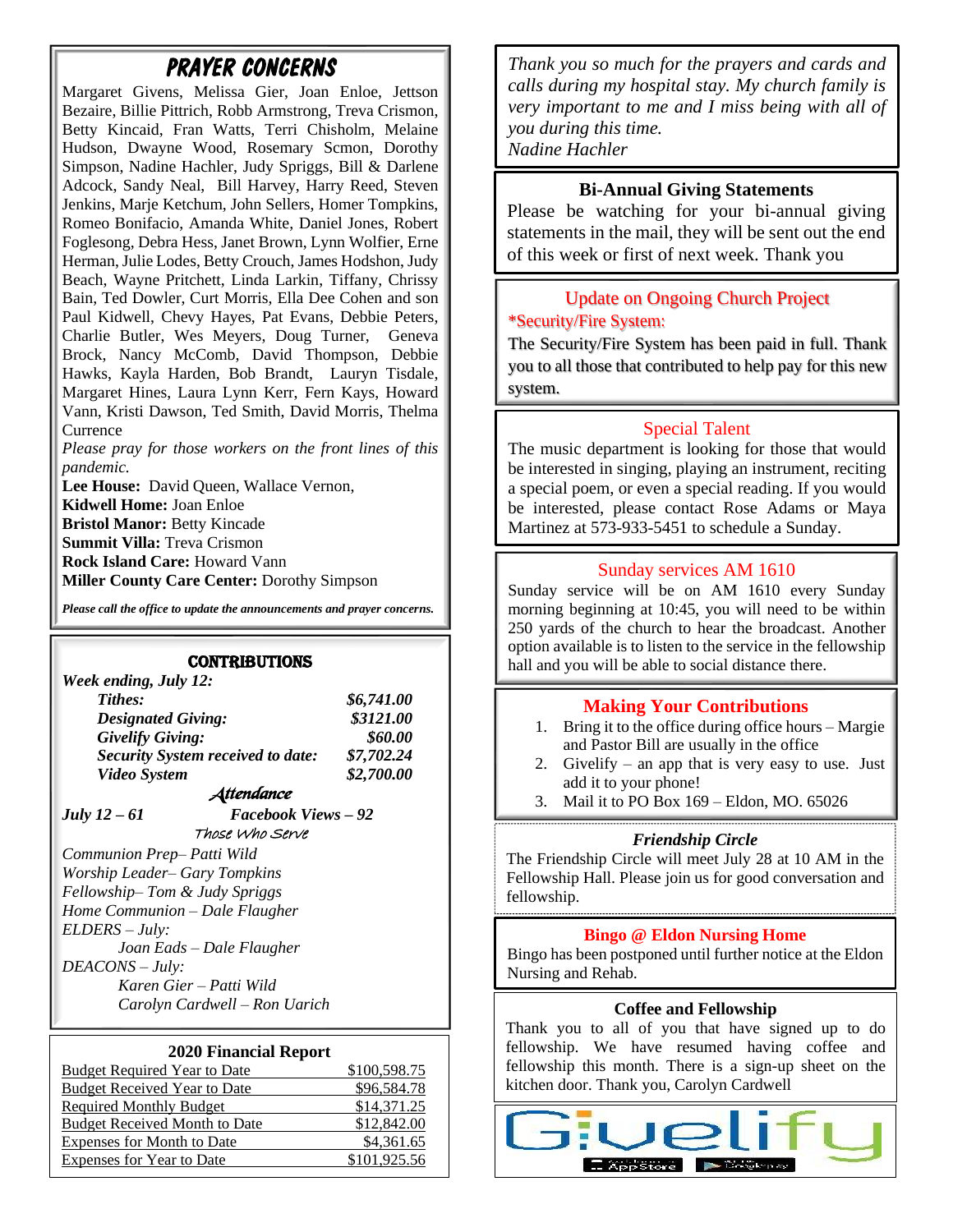## PRAYER CONCERNS

Margaret Givens, Melissa Gier, Joan Enloe, Jettson Bezaire, Billie Pittrich, Robb Armstrong, Treva Crismon, Betty Kincaid, Fran Watts, Terri Chisholm, Melaine Hudson, Dwayne Wood, Rosemary Scmon, Dorothy Simpson, Nadine Hachler, Judy Spriggs, Bill & Darlene Adcock, Sandy Neal, Bill Harvey, Harry Reed, Steven Jenkins, Marje Ketchum, John Sellers, Homer Tompkins, Romeo Bonifacio, Amanda White, Daniel Jones, Robert Foglesong, Debra Hess, Janet Brown, Lynn Wolfier, Erne Herman, Julie Lodes, Betty Crouch, James Hodshon, Judy Beach, Wayne Pritchett, Linda Larkin, Tiffany, Chrissy Bain, Ted Dowler, Curt Morris, Ella Dee Cohen and son Paul Kidwell, Chevy Hayes, Pat Evans, Debbie Peters, Charlie Butler, Wes Meyers, Doug Turner, Geneva Brock, Nancy McComb, David Thompson, Debbie Hawks, Kayla Harden, Bob Brandt, Lauryn Tisdale, Margaret Hines, Laura Lynn Kerr, Fern Kays, Howard Vann, Kristi Dawson, Ted Smith, David Morris, Thelma Currence

*Please pray for those workers on the front lines of this pandemic.*

**Lee House:** David Queen, Wallace Vernon,
**Kidwell Home:** Joan Enloe
**Bristol Manor:** Betty Kincade
**Summit Villa:** Treva Crismon
**Rock Island Care:** Howard Vann
**Miller County Care Center:** Dorothy Simpson

***Please call the office to update the announcements and prayer concerns.***

## CONTRIBUTIONS

*Week ending, July 12:*

| | |
|---|---|
| ***Tithes:*** | ***$6,741.00*** |
| ***Designated Giving:*** | ***$3121.00*** |
| ***Givelify Giving:*** | ***$60.00*** |
| ***Security System received to date:*** | ***$7,702.24*** |
| ***Video System*** | ***$2,700.00*** |

### *Attendance*

***July 12 – 61*** ***Facebook Views – 92***

### *Those Who Serve*

*Communion Prep– Patti Wild*
*Worship Leader– Gary Tompkins*
*Fellowship– Tom & Judy Spriggs*
*Home Communion – Dale Flaugher*
*ELDERS – July:*
*Joan Eads – Dale Flaugher*
*DEACONS – July:*
*Karen Gier – Patti Wild*
*Carolyn Cardwell – Ron Uarich*

## 2020 Financial Report

| | |
|---|---|
| Budget Required Year to Date | $100,598.75 |
| Budget Received Year to Date | $96,584.78 |
| Required Monthly Budget | $14,371.25 |
| Budget Received Month to Date | $12,842.00 |
| Expenses for Month to Date | $4,361.65 |
| Expenses for Year to Date | $101,925.56 |

*Thank you so much for the prayers and cards and calls during my hospital stay. My church family is very important to me and I miss being with all of you during this time.*
*Nadine Hachler*

### Bi-Annual Giving Statements

Please be watching for your bi-annual giving statements in the mail, they will be sent out the end of this week or first of next week. Thank you

### Update on Ongoing Church Project

*Security/Fire System:

The Security/Fire System has been paid in full. Thank you to all those that contributed to help pay for this new system.

### Special Talent

The music department is looking for those that would be interested in singing, playing an instrument, reciting a special poem, or even a special reading. If you would be interested, please contact Rose Adams or Maya Martinez at 573-933-5451 to schedule a Sunday.

### Sunday services AM 1610

Sunday service will be on AM 1610 every Sunday morning beginning at 10:45, you will need to be within 250 yards of the church to hear the broadcast. Another option available is to listen to the service in the fellowship hall and you will be able to social distance there.

### Making Your Contributions

1. Bring it to the office during office hours – Margie and Pastor Bill are usually in the office
2. Givelify – an app that is very easy to use. Just add it to your phone!
3. Mail it to PO Box 169 – Eldon, MO. 65026

### *Friendship Circle*

The Friendship Circle will meet July 28 at 10 AM in the Fellowship Hall. Please join us for good conversation and fellowship.

### Bingo @ Eldon Nursing Home

Bingo has been postponed until further notice at the Eldon Nursing and Rehab.

### Coffee and Fellowship

Thank you to all of you that have signed up to do fellowship. We have resumed having coffee and fellowship this month. There is a sign-up sheet on the kitchen door. Thank you, Carolyn Cardwell

Givelify